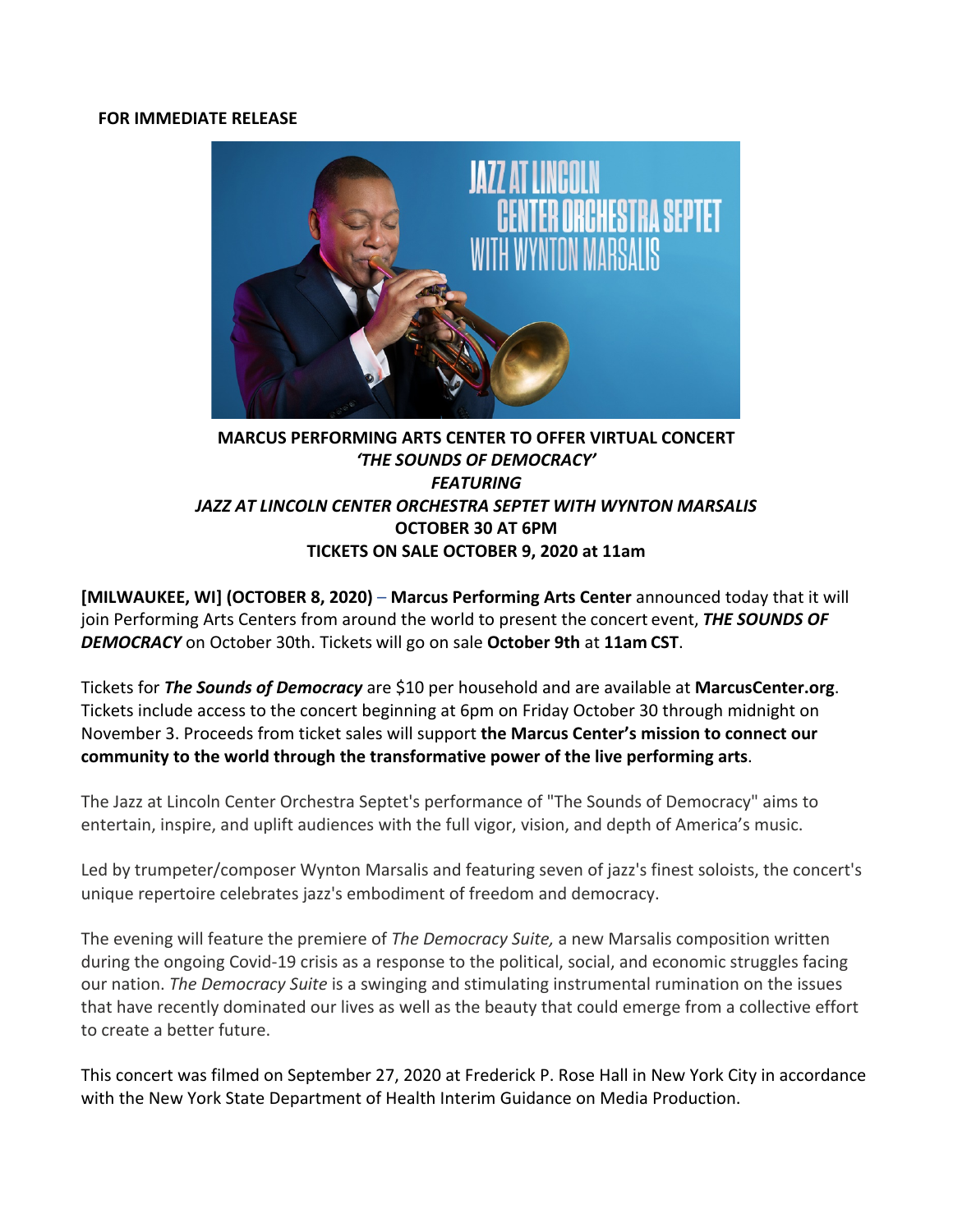**FOR IMMEDIATE RELEASE**

**MARCUS PERFORMING ARTS CENTER TO OFFER VIRTUAL CONCERT**
***'THE SOUNDS OF DEMOCRACY'***
***FEATURING***
***JAZZ AT LINCOLN CENTER ORCHESTRA SEPTET WITH WYNTON MARSALIS***
**OCTOBER 30 AT 6PM**
**TICKETS ON SALE OCTOBER 9, 2020 at 11am**

**[MILWAUKEE, WI] (OCTOBER 8, 2020)** – **Marcus Performing Arts Center** announced today that it will join Performing Arts Centers from around the world to present the concert event, ***THE SOUNDS OF DEMOCRACY*** on October 30th. Tickets will go on sale **October 9th** at **11am CST**.

Tickets for ***The Sounds of Democracy*** are $10 per household and are available at **MarcusCenter.org**. Tickets include access to the concert beginning at 6pm on Friday October 30 through midnight on November 3. Proceeds from ticket sales will support **the Marcus Center's mission to connect our community to the world through the transformative power of the live performing arts**.

The Jazz at Lincoln Center Orchestra Septet's performance of "The Sounds of Democracy" aims to entertain, inspire, and uplift audiences with the full vigor, vision, and depth of America's music.

Led by trumpeter/composer Wynton Marsalis and featuring seven of jazz's finest soloists, the concert's unique repertoire celebrates jazz's embodiment of freedom and democracy.

The evening will feature the premiere of *The Democracy Suite,* a new Marsalis composition written during the ongoing Covid-19 crisis as a response to the political, social, and economic struggles facing our nation. *The Democracy Suite* is a swinging and stimulating instrumental rumination on the issues that have recently dominated our lives as well as the beauty that could emerge from a collective effort to create a better future.

This concert was filmed on September 27, 2020 at Frederick P. Rose Hall in New York City in accordance with the New York State Department of Health Interim Guidance on Media Production.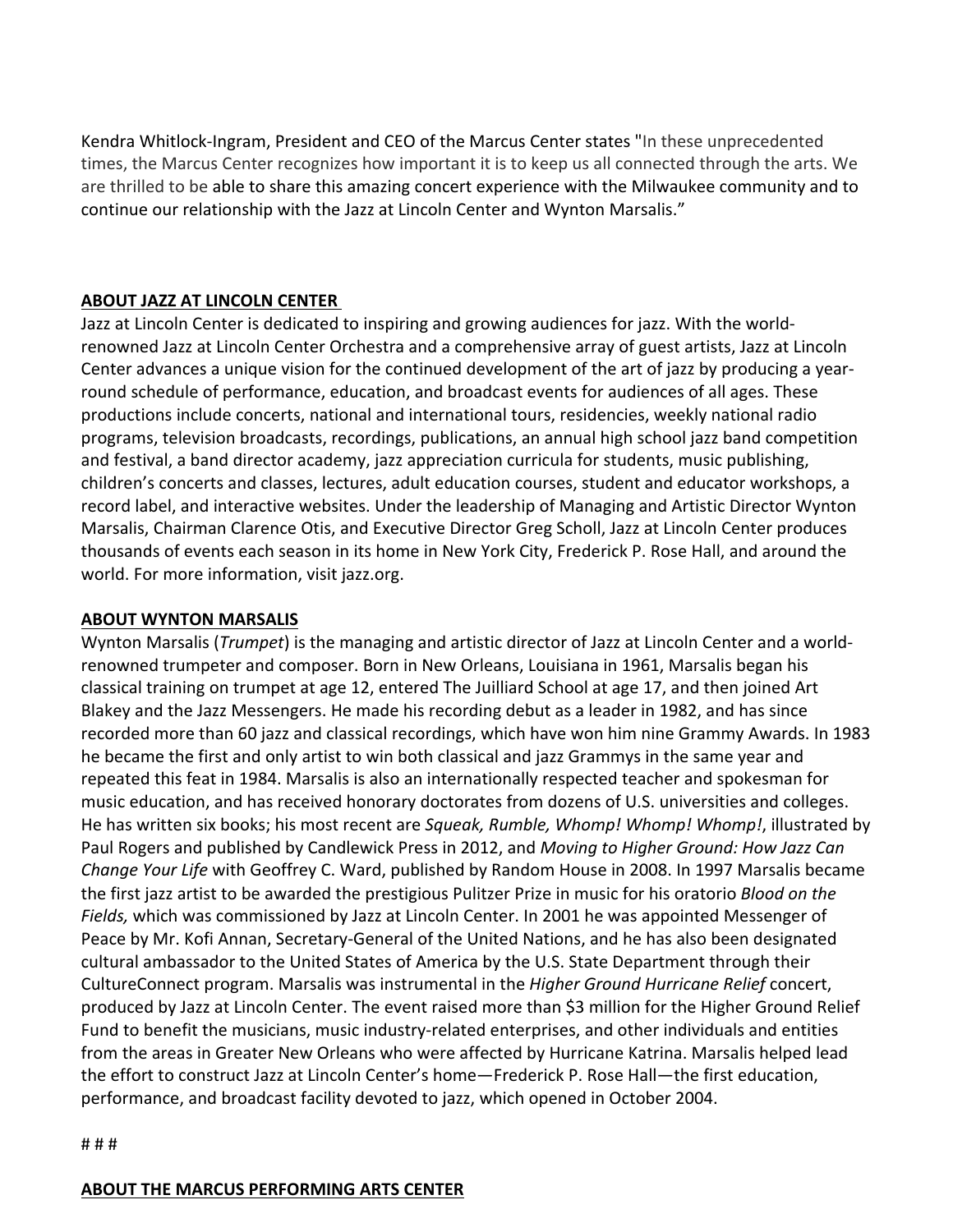Kendra Whitlock-Ingram, President and CEO of the Marcus Center states "In these unprecedented times, the Marcus Center recognizes how important it is to keep us all connected through the arts. We are thrilled to be able to share this amazing concert experience with the Milwaukee community and to continue our relationship with the Jazz at Lincoln Center and Wynton Marsalis."

## ABOUT JAZZ AT LINCOLN CENTER

Jazz at Lincoln Center is dedicated to inspiring and growing audiences for jazz. With the world-renowned Jazz at Lincoln Center Orchestra and a comprehensive array of guest artists, Jazz at Lincoln Center advances a unique vision for the continued development of the art of jazz by producing a year-round schedule of performance, education, and broadcast events for audiences of all ages. These productions include concerts, national and international tours, residencies, weekly national radio programs, television broadcasts, recordings, publications, an annual high school jazz band competition and festival, a band director academy, jazz appreciation curricula for students, music publishing, children's concerts and classes, lectures, adult education courses, student and educator workshops, a record label, and interactive websites. Under the leadership of Managing and Artistic Director Wynton Marsalis, Chairman Clarence Otis, and Executive Director Greg Scholl, Jazz at Lincoln Center produces thousands of events each season in its home in New York City, Frederick P. Rose Hall, and around the world. For more information, visit jazz.org.

## ABOUT WYNTON MARSALIS

Wynton Marsalis (*Trumpet*) is the managing and artistic director of Jazz at Lincoln Center and a world-renowned trumpeter and composer. Born in New Orleans, Louisiana in 1961, Marsalis began his classical training on trumpet at age 12, entered The Juilliard School at age 17, and then joined Art Blakey and the Jazz Messengers. He made his recording debut as a leader in 1982, and has since recorded more than 60 jazz and classical recordings, which have won him nine Grammy Awards. In 1983 he became the first and only artist to win both classical and jazz Grammys in the same year and repeated this feat in 1984. Marsalis is also an internationally respected teacher and spokesman for music education, and has received honorary doctorates from dozens of U.S. universities and colleges. He has written six books; his most recent are *Squeak, Rumble, Whomp! Whomp! Whomp!*, illustrated by Paul Rogers and published by Candlewick Press in 2012, and *Moving to Higher Ground: How Jazz Can Change Your Life* with Geoffrey C. Ward, published by Random House in 2008. In 1997 Marsalis became the first jazz artist to be awarded the prestigious Pulitzer Prize in music for his oratorio *Blood on the Fields,* which was commissioned by Jazz at Lincoln Center. In 2001 he was appointed Messenger of Peace by Mr. Kofi Annan, Secretary-General of the United Nations, and he has also been designated cultural ambassador to the United States of America by the U.S. State Department through their CultureConnect program. Marsalis was instrumental in the *Higher Ground Hurricane Relief* concert, produced by Jazz at Lincoln Center. The event raised more than $3 million for the Higher Ground Relief Fund to benefit the musicians, music industry-related enterprises, and other individuals and entities from the areas in Greater New Orleans who were affected by Hurricane Katrina. Marsalis helped lead the effort to construct Jazz at Lincoln Center's home—Frederick P. Rose Hall—the first education, performance, and broadcast facility devoted to jazz, which opened in October 2004.

# # #

## ABOUT THE MARCUS PERFORMING ARTS CENTER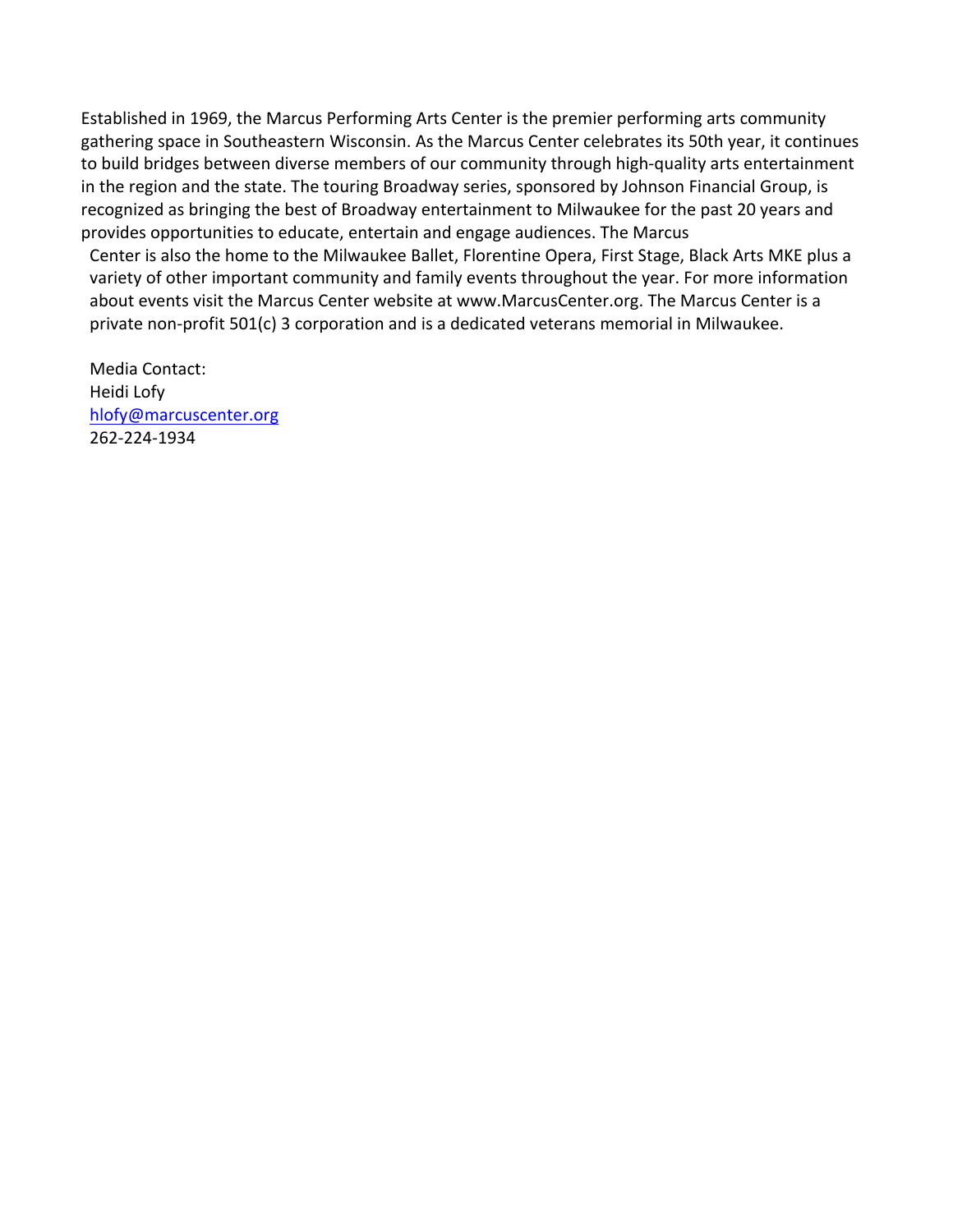Established in 1969, the Marcus Performing Arts Center is the premier performing arts community gathering space in Southeastern Wisconsin. As the Marcus Center celebrates its 50th year, it continues to build bridges between diverse members of our community through high-quality arts entertainment in the region and the state. The touring Broadway series, sponsored by Johnson Financial Group, is recognized as bringing the best of Broadway entertainment to Milwaukee for the past 20 years and provides opportunities to educate, entertain and engage audiences. The Marcus Center is also the home to the Milwaukee Ballet, Florentine Opera, First Stage, Black Arts MKE plus a variety of other important community and family events throughout the year. For more information about events visit the Marcus Center website at www.MarcusCenter.org. The Marcus Center is a private non-profit 501(c) 3 corporation and is a dedicated veterans memorial in Milwaukee.

Media Contact:
Heidi Lofy
hlofy@marcuscenter.org
262-224-1934